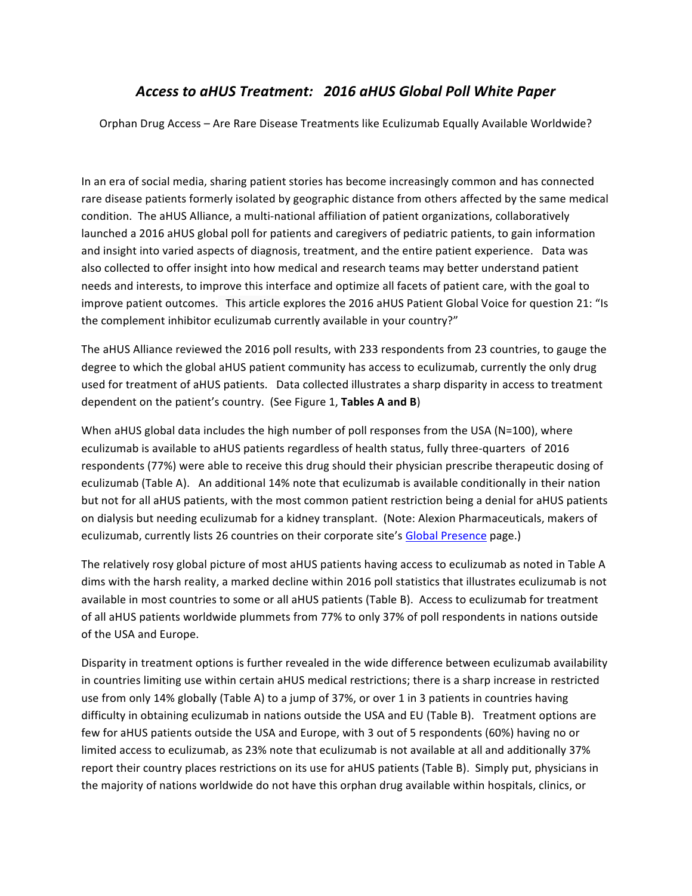# *Access to aHUS Treatment: 2016 aHUS Global Poll White Paper*

Orphan Drug Access – Are Rare Disease Treatments like Eculizumab Equally Available Worldwide?

In an era of social media, sharing patient stories has become increasingly common and has connected rare disease patients formerly isolated by geographic distance from others affected by the same medical condition. The aHUS Alliance, a multi-national affiliation of patient organizations, collaboratively launched a 2016 aHUS global poll for patients and caregivers of pediatric patients, to gain information and insight into varied aspects of diagnosis, treatment, and the entire patient experience. Data was also collected to offer insight into how medical and research teams may better understand patient needs and interests, to improve this interface and optimize all facets of patient care, with the goal to improve patient outcomes. This article explores the 2016 aHUS Patient Global Voice for question 21: "Is the complement inhibitor eculizumab currently available in your country?"

The aHUS Alliance reviewed the 2016 poll results, with 233 respondents from 23 countries, to gauge the degree to which the global aHUS patient community has access to eculizumab, currently the only drug used for treatment of aHUS patients. Data collected illustrates a sharp disparity in access to treatment dependent on the patient's country. (See Figure 1, **Tables A and B**)

When aHUS global data includes the high number of poll responses from the USA (N=100), where eculizumab is available to aHUS patients regardless of health status, fully three-quarters of 2016 respondents (77%) were able to receive this drug should their physician prescribe therapeutic dosing of eculizumab (Table A). An additional 14% note that eculizumab is available conditionally in their nation but not for all aHUS patients, with the most common patient restriction being a denial for aHUS patients on dialysis but needing eculizumab for a kidney transplant. (Note: Alexion Pharmaceuticals, makers of eculizumab, currently lists 26 countries on their corporate site's [Global Presence]() page.)

The relatively rosy global picture of most aHUS patients having access to eculizumab as noted in Table A dims with the harsh reality, a marked decline within 2016 poll statistics that illustrates eculizumab is not available in most countries to some or all aHUS patients (Table B). Access to eculizumab for treatment of all aHUS patients worldwide plummets from 77% to only 37% of poll respondents in nations outside of the USA and Europe.

Disparity in treatment options is further revealed in the wide difference between eculizumab availability in countries limiting use within certain aHUS medical restrictions; there is a sharp increase in restricted use from only 14% globally (Table A) to a jump of 37%, or over 1 in 3 patients in countries having difficulty in obtaining eculizumab in nations outside the USA and EU (Table B). Treatment options are few for aHUS patients outside the USA and Europe, with 3 out of 5 respondents (60%) having no or limited access to eculizumab, as 23% note that eculizumab is not available at all and additionally 37% report their country places restrictions on its use for aHUS patients (Table B). Simply put, physicians in the majority of nations worldwide do not have this orphan drug available within hospitals, clinics, or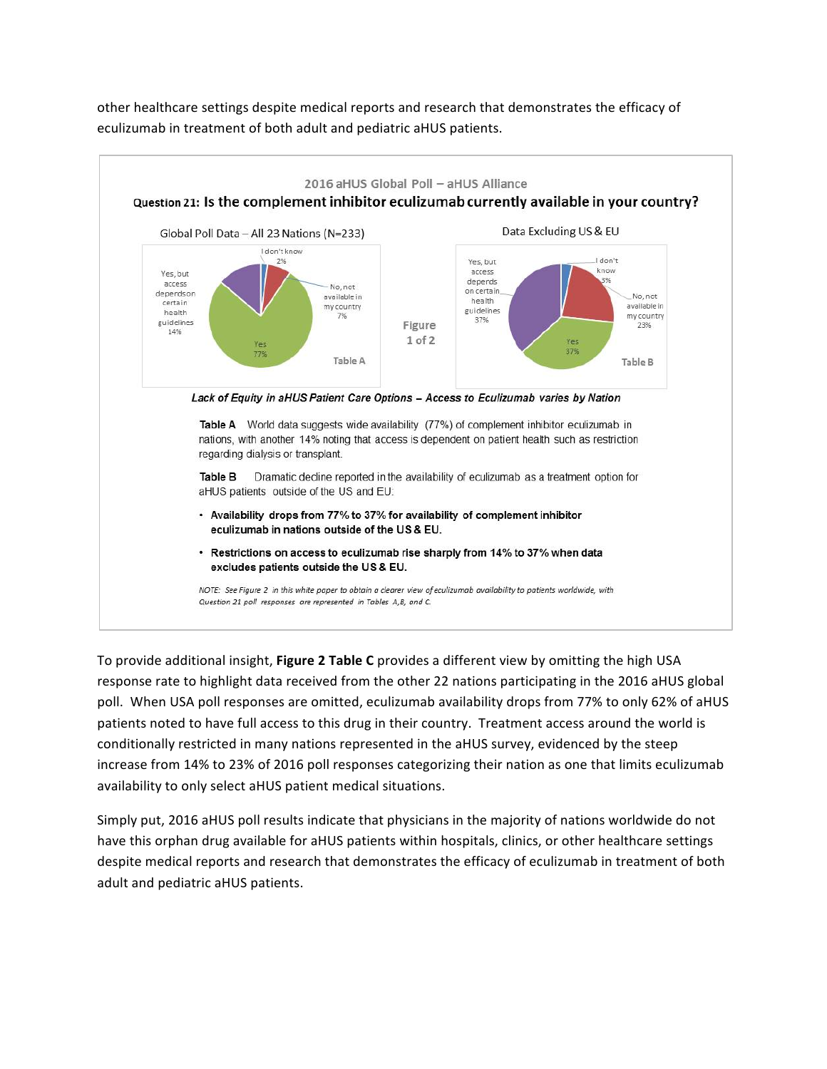other healthcare settings despite medical reports and research that demonstrates the efficacy of eculizumab in treatment of both adult and pediatric aHUS patients.

2016 aHUS Global Poll – aHUS Alliance

**Question 21: Is the complement inhibitor eculizumab currently available in your country?**

Global Poll Data – All 23 Nations (N=233)

| Response | Percentage |
| --- | --- |
| Yes | 77% |
| Yes, but access depends on certain health guidelines | 14% |
| No, not available in my country | 7% |
| I don't know | 2% |

Table A

Figure 1 of 2

Data Excluding US & EU

| Response | Percentage |
| --- | --- |
| Yes | 37% |
| Yes, but access depends on certain health guidelines | 37% |
| No, not available in my country | 23% |
| I don't know | 3% |

Table B

*Lack of Equity in aHUS Patient Care Options – Access to Eculizumab varies by Nation*

**Table A** World data suggests wide availability (77%) of complement inhibitor eculizumab in nations, with another 14% noting that access is dependent on patient health such as restriction regarding dialysis or transplant.

**Table B** Dramatic decline reported in the availability of eculizumab as a treatment option for aHUS patients outside of the US and EU:

- **Availability drops from 77% to 37% for availability of complement inhibitor eculizumab in nations outside of the US & EU.**
- **Restrictions on access to eculizumab rise sharply from 14% to 37% when data excludes patients outside the US & EU.**

*NOTE: See Figure 2 in this white paper to obtain a clearer view of eculizumab availability to patients worldwide, with Question 21 poll responses are represented in Tables A,B, and C.*

To provide additional insight, **Figure 2 Table C** provides a different view by omitting the high USA response rate to highlight data received from the other 22 nations participating in the 2016 aHUS global poll. When USA poll responses are omitted, eculizumab availability drops from 77% to only 62% of aHUS patients noted to have full access to this drug in their country. Treatment access around the world is conditionally restricted in many nations represented in the aHUS survey, evidenced by the steep increase from 14% to 23% of 2016 poll responses categorizing their nation as one that limits eculizumab availability to only select aHUS patient medical situations.

Simply put, 2016 aHUS poll results indicate that physicians in the majority of nations worldwide do not have this orphan drug available for aHUS patients within hospitals, clinics, or other healthcare settings despite medical reports and research that demonstrates the efficacy of eculizumab in treatment of both adult and pediatric aHUS patients.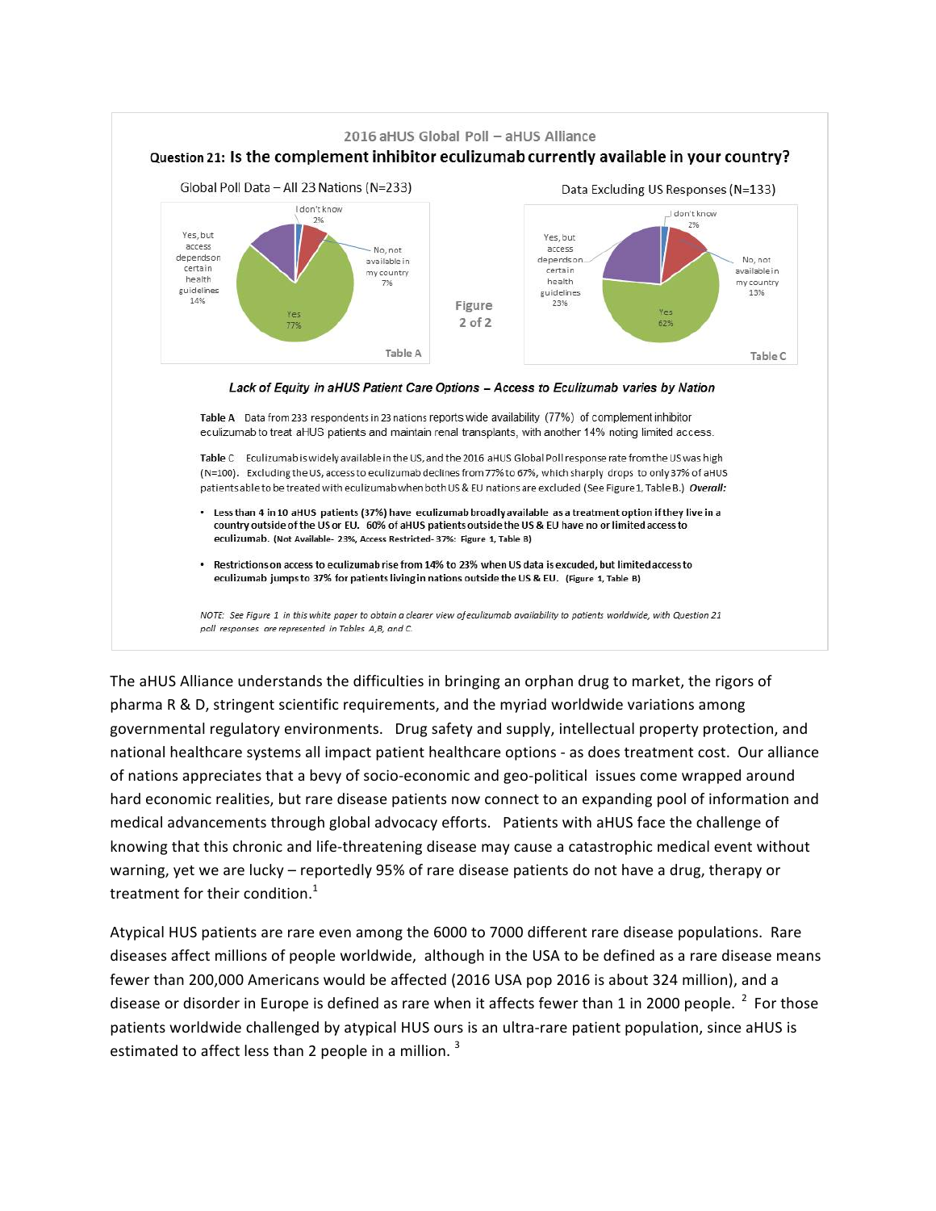2016 aHUS Global Poll – aHUS Alliance

**Question 21: Is the complement inhibitor eculizumab currently available in your country?**

Global Poll Data – All 23 Nations (N=233)

| Response | % |
|---|---|
| I don't know | 2% |
| No, not available in my country | 7% |
| Yes | 77% |
| Yes, but access depends on certain health guidelines | 14% |

Table A

Figure 2 of 2

Data Excluding US Responses (N=133)

| Response | % |
|---|---|
| I don't know | 2% |
| No, not available in my country | 13% |
| Yes | 62% |
| Yes, but access depends on certain health guidelines | 23% |

Table C

***Lack of Equity in aHUS Patient Care Options – Access to Eculizumab varies by Nation***

**Table A** Data from 233 respondents in 23 nations reports wide availability (77%) of complement inhibitor eculizumab to treat aHUS patients and maintain renal transplants, with another 14% noting limited access.

**Table C** Eculizumab is widely available in the US, and the 2016 aHUS Global Poll response rate from the US was high (N=100). Excluding the US, access to eculizumab declines from 77% to 67%, which sharply drops to only 37% of aHUS patients able to be treated with eculizumab when both US & EU nations are excluded (See Figure 1, Table B.) ***Overall:***

- **Less than 4 in 10 aHUS patients (37%) have eculizumab broadly available as a treatment option if they live in a country outside of the US or EU. 60% of aHUS patients outside the US & EU have no or limited access to eculizumab. (Not Available- 23%, Access Restricted- 37%: Figure 1, Table B)**
- **Restrictions on access to eculizumab rise from 14% to 23% when US data is excuded, but limited access to eculizumab jumps to 37% for patients living in nations outside the US & EU. (Figure 1, Table B)**

*NOTE: See Figure 1 in this white paper to obtain a clearer view of eculizumab availability to patients worldwide, with Question 21 poll responses are represented in Tables A,B, and C.*

The aHUS Alliance understands the difficulties in bringing an orphan drug to market, the rigors of pharma R & D, stringent scientific requirements, and the myriad worldwide variations among governmental regulatory environments. Drug safety and supply, intellectual property protection, and national healthcare systems all impact patient healthcare options - as does treatment cost. Our alliance of nations appreciates that a bevy of socio-economic and geo-political issues come wrapped around hard economic realities, but rare disease patients now connect to an expanding pool of information and medical advancements through global advocacy efforts. Patients with aHUS face the challenge of knowing that this chronic and life-threatening disease may cause a catastrophic medical event without warning, yet we are lucky – reportedly 95% of rare disease patients do not have a drug, therapy or treatment for their condition.[1]

Atypical HUS patients are rare even among the 6000 to 7000 different rare disease populations. Rare diseases affect millions of people worldwide, although in the USA to be defined as a rare disease means fewer than 200,000 Americans would be affected (2016 USA pop 2016 is about 324 million), and a disease or disorder in Europe is defined as rare when it affects fewer than 1 in 2000 people. [2] For those patients worldwide challenged by atypical HUS ours is an ultra-rare patient population, since aHUS is estimated to affect less than 2 people in a million. [3]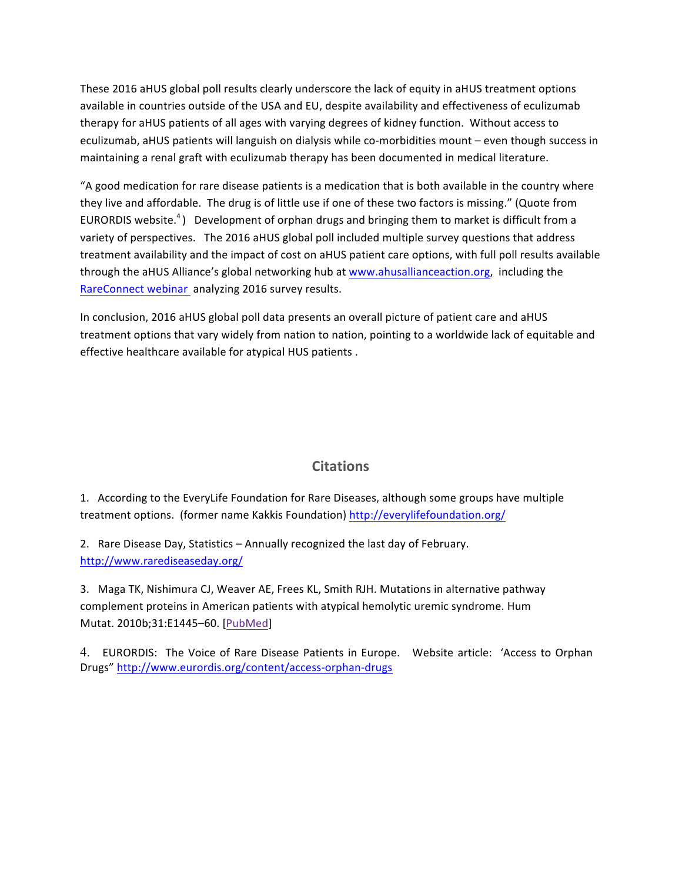These 2016 aHUS global poll results clearly underscore the lack of equity in aHUS treatment options available in countries outside of the USA and EU, despite availability and effectiveness of eculizumab therapy for aHUS patients of all ages with varying degrees of kidney function. Without access to eculizumab, aHUS patients will languish on dialysis while co-morbidities mount – even though success in maintaining a renal graft with eculizumab therapy has been documented in medical literature.

"A good medication for rare disease patients is a medication that is both available in the country where they live and affordable. The drug is of little use if one of these two factors is missing." (Quote from EURORDIS website.[4]) Development of orphan drugs and bringing them to market is difficult from a variety of perspectives. The 2016 aHUS global poll included multiple survey questions that address treatment availability and the impact of cost on aHUS patient care options, with full poll results available through the aHUS Alliance's global networking hub at [www.ahusallianceaction.org](www.ahusallianceaction.org), including the RareConnect webinar analyzing 2016 survey results.

In conclusion, 2016 aHUS global poll data presents an overall picture of patient care and aHUS treatment options that vary widely from nation to nation, pointing to a worldwide lack of equitable and effective healthcare available for atypical HUS patients .

## Citations

1. According to the EveryLife Foundation for Rare Diseases, although some groups have multiple treatment options. (former name Kakkis Foundation) [http://everylifefoundation.org/](http://everylifefoundation.org/)

2. Rare Disease Day, Statistics – Annually recognized the last day of February. [http://www.rarediseaseday.org/](http://www.rarediseaseday.org/)

3. Maga TK, Nishimura CJ, Weaver AE, Frees KL, Smith RJH. Mutations in alternative pathway complement proteins in American patients with atypical hemolytic uremic syndrome. Hum Mutat. 2010b;31:E1445–60. [PubMed]

4. EURORDIS: The Voice of Rare Disease Patients in Europe. Website article: 'Access to Orphan Drugs" [http://www.eurordis.org/content/access-orphan-drugs](http://www.eurordis.org/content/access-orphan-drugs)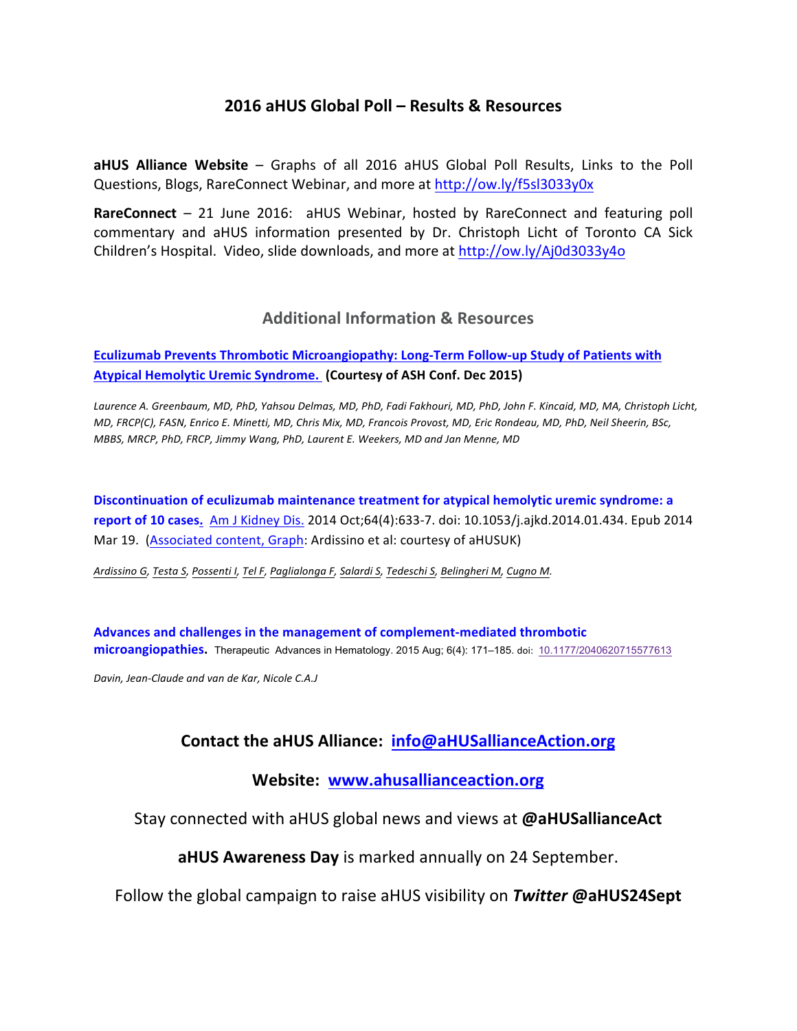# 2016 aHUS Global Poll – Results & Resources

**aHUS Alliance Website** – Graphs of all 2016 aHUS Global Poll Results, Links to the Poll Questions, Blogs, RareConnect Webinar, and more at http://ow.ly/f5sl3033y0x

**RareConnect** – 21 June 2016: aHUS Webinar, hosted by RareConnect and featuring poll commentary and aHUS information presented by Dr. Christoph Licht of Toronto CA Sick Children's Hospital. Video, slide downloads, and more at http://ow.ly/Aj0d3033y4o

## Additional Information & Resources

**Eculizumab Prevents Thrombotic Microangiopathy: Long-Term Follow-up Study of Patients with Atypical Hemolytic Uremic Syndrome. (Courtesy of ASH Conf. Dec 2015)**

*Laurence A. Greenbaum, MD, PhD, Yahsou Delmas, MD, PhD, Fadi Fakhouri, MD, PhD, John F. Kincaid, MD, MA, Christoph Licht, MD, FRCP(C), FASN, Enrico E. Minetti, MD, Chris Mix, MD, Francois Provost, MD, Eric Rondeau, MD, PhD, Neil Sheerin, BSc, MBBS, MRCP, PhD, FRCP, Jimmy Wang, PhD, Laurent E. Weekers, MD and Jan Menne, MD*

**Discontinuation of eculizumab maintenance treatment for atypical hemolytic uremic syndrome: a report of 10 cases.** Am J Kidney Dis. 2014 Oct;64(4):633-7. doi: 10.1053/j.ajkd.2014.01.434. Epub 2014 Mar 19. (Associated content, Graph: Ardissino et al: courtesy of aHUSUK)

*Ardissino G, Testa S, Possenti I, Tel F, Paglialonga F, Salardi S, Tedeschi S, Belingheri M, Cugno M.*

**Advances and challenges in the management of complement-mediated thrombotic microangiopathies.** Therapeutic Advances in Hematology. 2015 Aug; 6(4): 171–185. doi: 10.1177/2040620715577613

*Davin, Jean-Claude and van de Kar, Nicole C.A.J*

**Contact the aHUS Alliance: info@aHUSallianceAction.org**

**Website: www.ahusallianceaction.org**

Stay connected with aHUS global news and views at **@aHUSallianceAct**

**aHUS Awareness Day** is marked annually on 24 September.

Follow the global campaign to raise aHUS visibility on ***Twitter*** **@aHUS24Sept**